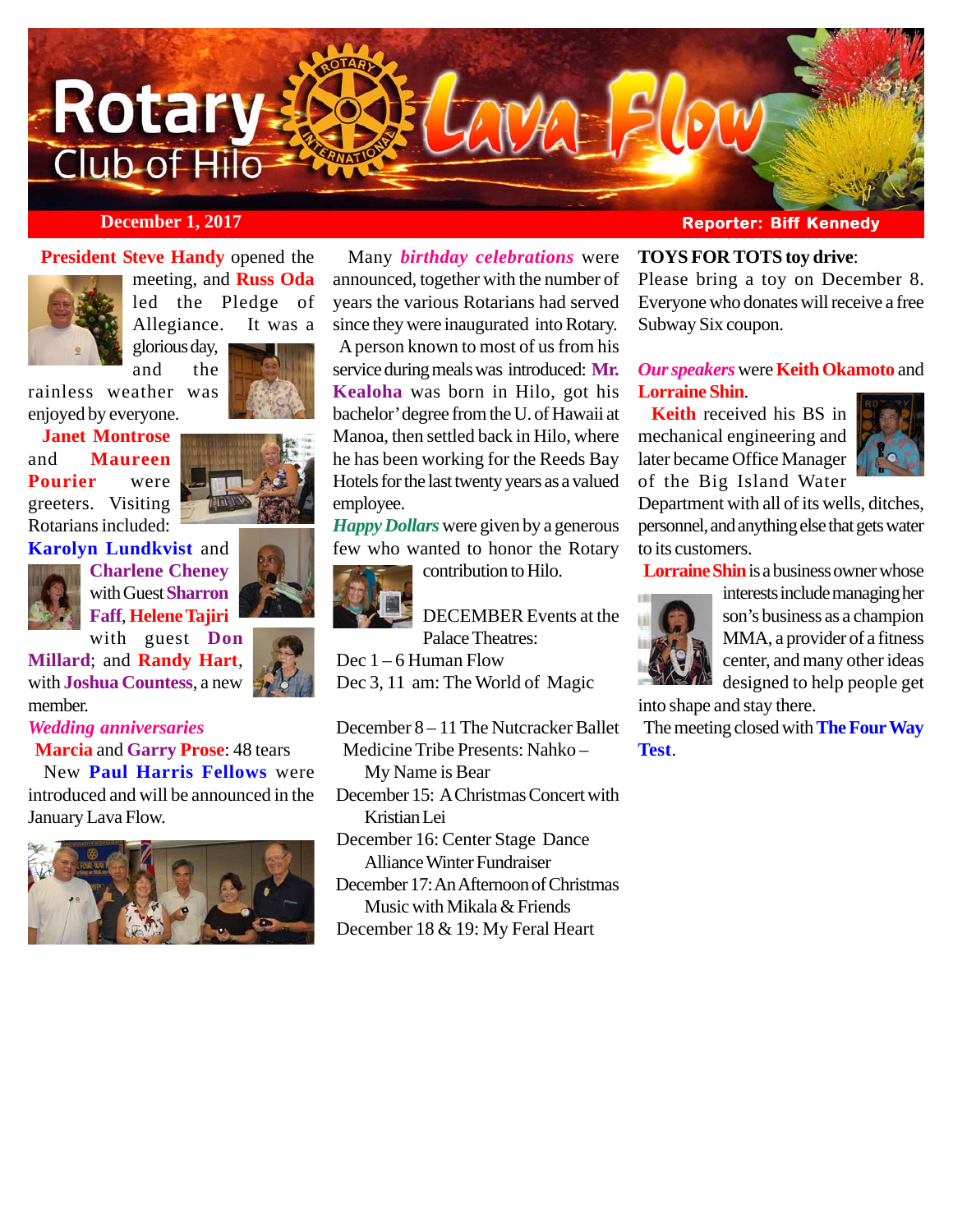# Rotary Club of Hilo — Lava Flow

**December 1, 2017** — **Reporter: Biff Kennedy**

**President Steve Handy** opened the meeting, and **Russ Oda** led the Pledge of Allegiance. It was a glorious day, and the rainless weather was enjoyed by everyone.

**Janet Montrose** and **Maureen Pourier** were greeters. Visiting Rotarians included: **Karolyn Lundkvist** and **Charlene Cheney** with Guest **Sharron Faff**, **Helene Tajiri** with guest **Don Millard**; and **Randy Hart**, with **Joshua Countess**, a new member.

***Wedding anniversaries***

**Marcia** and **Garry Prose**: 48 tears

New **Paul Harris Fellows** were introduced and will be announced in the January Lava Flow.

Many ***birthday celebrations*** were announced, together with the number of years the various Rotarians had served since they were inaugurated into Rotary.

A person known to most of us from his service during meals was introduced: **Mr. Kealoha** was born in Hilo, got his bachelor' degree from the U. of Hawaii at Manoa, then settled back in Hilo, where he has been working for the Reeds Bay Hotels for the last twenty years as a valued employee.

***Happy Dollars*** were given by a generous few who wanted to honor the Rotary contribution to Hilo.

DECEMBER Events at the Palace Theatres:

Dec 1 – 6 Human Flow
Dec 3, 11 am: The World of Magic

December 8 – 11 The Nutcracker Ballet
Medicine Tribe Presents: Nahko – My Name is Bear
December 15: A Christmas Concert with Kristian Lei
December 16: Center Stage Dance Alliance Winter Fundraiser
December 17: An Afternoon of Christmas Music with Mikala & Friends
December 18 & 19: My Feral Heart

**TOYS FOR TOTS toy drive**:
Please bring a toy on December 8. Everyone who donates will receive a free Subway Six coupon.

***Our speakers*** were **Keith Okamoto** and **Lorraine Shin**.

**Keith** received his BS in mechanical engineering and later became Office Manager of the Big Island Water Department with all of its wells, ditches, personnel, and anything else that gets water to its customers.

**Lorraine Shin** is a business owner whose interests include managing her son's business as a champion MMA, a provider of a fitness center, and many other ideas designed to help people get into shape and stay there.

The meeting closed with **The Four Way Test**.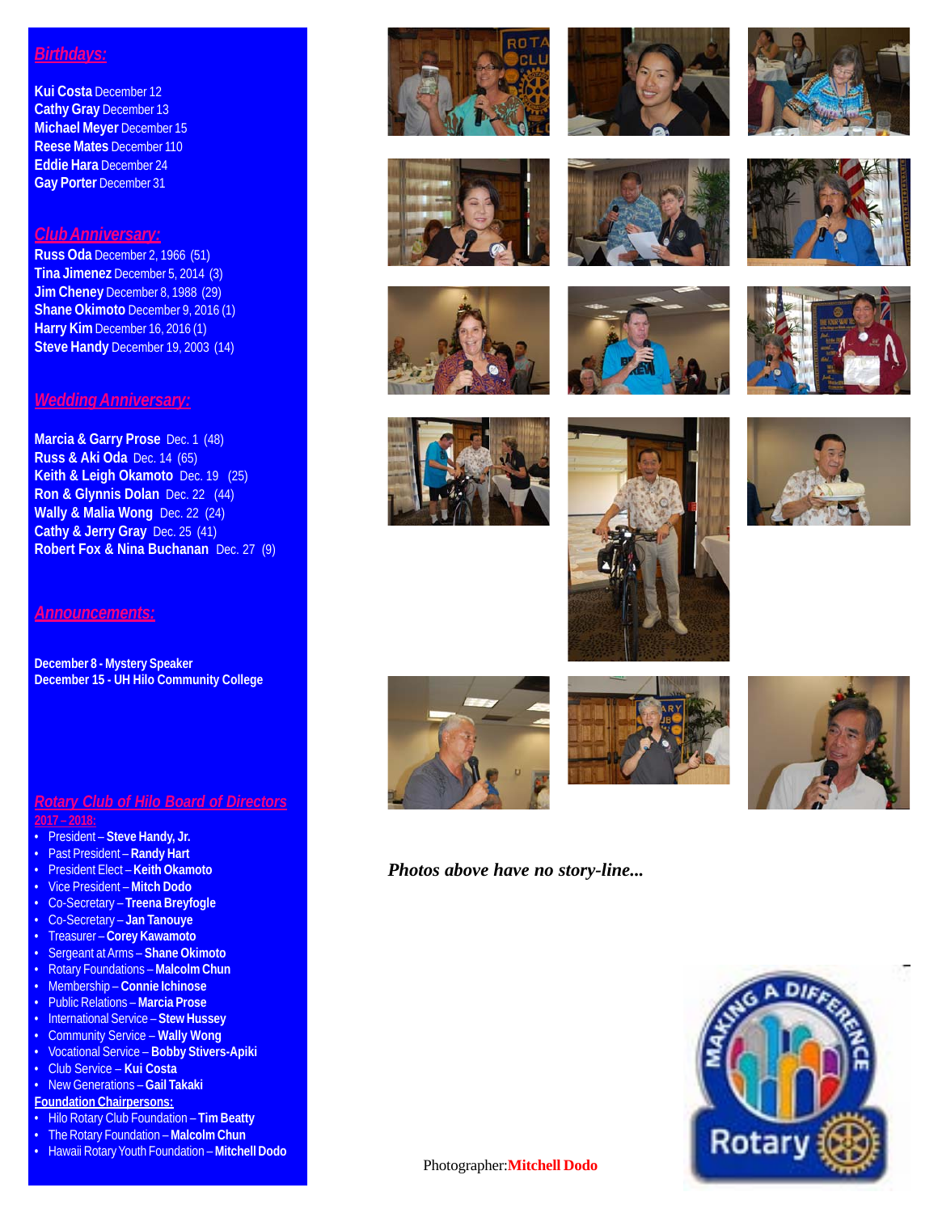## Birthdays:

**Kui Costa** December 12
**Cathy Gray** December 13
**Michael Meyer** December 15
**Reese Mates** December 110
**Eddie Hara** December 24
**Gay Porter** December 31

## Club Anniversary:

**Russ Oda** December 2, 1966 (51)
**Tina Jimenez** December 5, 2014 (3)
**Jim Cheney** December 8, 1988 (29)
**Shane Okimoto** December 9, 2016 (1)
**Harry Kim** December 16, 2016 (1)
**Steve Handy** December 19, 2003 (14)

## Wedding Anniversary:

**Marcia & Garry Prose** Dec. 1 (48)
**Russ & Aki Oda** Dec. 14 (65)
**Keith & Leigh Okamoto** Dec. 19 (25)
**Ron & Glynnis Dolan** Dec. 22 (44)
**Wally & Malia Wong** Dec. 22 (24)
**Cathy & Jerry Gray** Dec. 25 (41)
**Robert Fox & Nina Buchanan** Dec. 27 (9)

## Announcements:

**December 8 - Mystery Speaker**
**December 15 - UH Hilo Community College**

## Rotary Club of Hilo Board of Directors

**2017 – 2018:**

- President – **Steve Handy, Jr.**
- Past President – **Randy Hart**
- President Elect – **Keith Okamoto**
- Vice President – **Mitch Dodo**
- Co-Secretary – **Treena Breyfogle**
- Co-Secretary – **Jan Tanouye**
- Treasurer – **Corey Kawamoto**
- Sergeant at Arms – **Shane Okimoto**
- Rotary Foundations – **Malcolm Chun**
- Membership – **Connie Ichinose**
- Public Relations – **Marcia Prose**
- International Service – **Stew Hussey**
- Community Service – **Wally Wong**
- Vocational Service – **Bobby Stivers-Apiki**
- Club Service – **Kui Costa**
- New Generations – **Gail Takaki**

**Foundation Chairpersons:**

- Hilo Rotary Club Foundation – **Tim Beatty**
- The Rotary Foundation – **Malcolm Chun**
- Hawaii Rotary Youth Foundation – **Mitchell Dodo**

***Photos above have no story-line...***

Photographer: **Mitchell Dodo**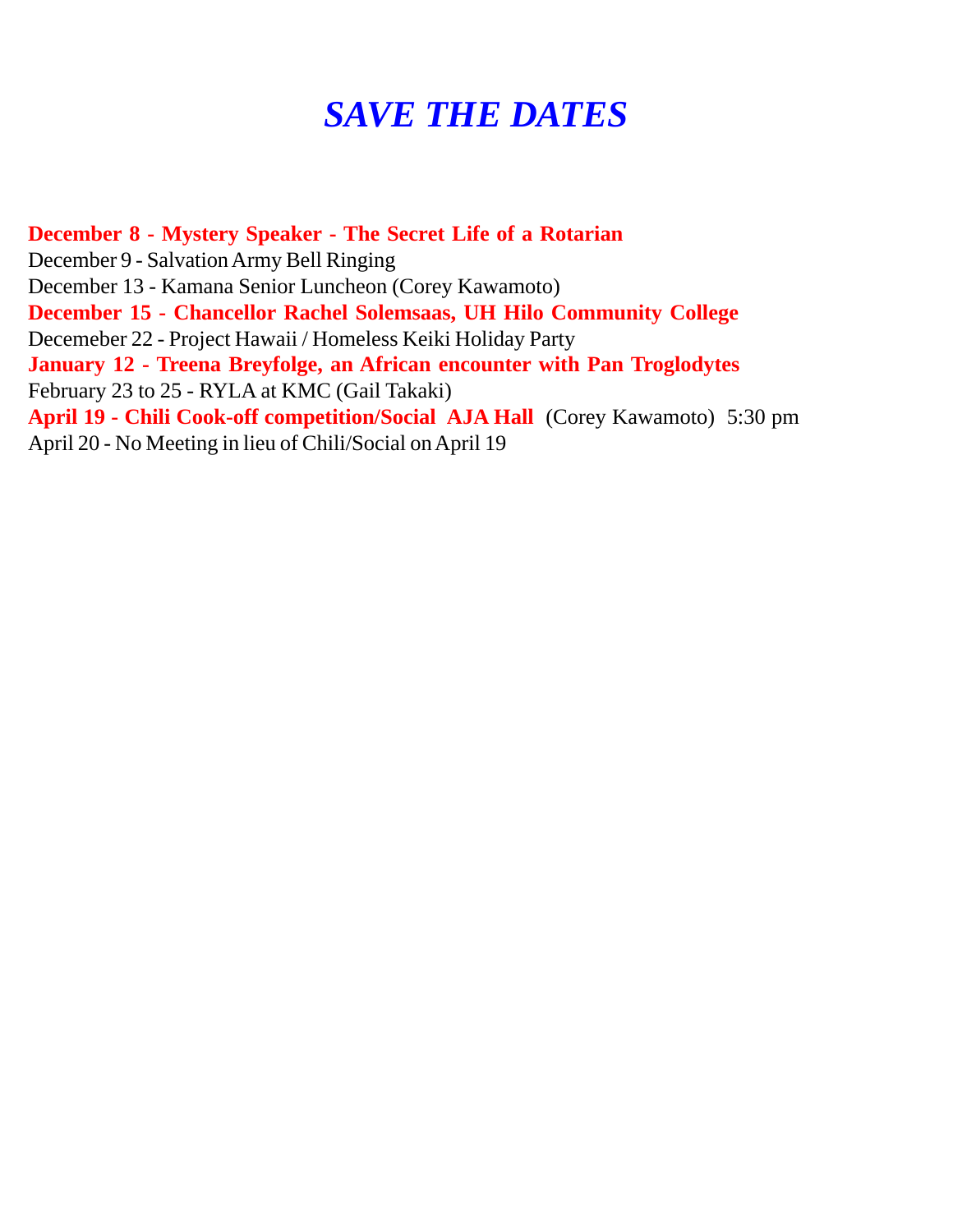# *SAVE THE DATES*

**December 8 - Mystery Speaker - The Secret Life of a Rotarian**
December 9 - Salvation Army Bell Ringing
December 13 - Kamana Senior Luncheon (Corey Kawamoto)
**December 15 - Chancellor Rachel Solemsaas, UH Hilo Community College**
Decemeber 22 - Project Hawaii / Homeless Keiki Holiday Party
**January 12 - Treena Breyfolge, an African encounter with Pan Troglodytes**
February 23 to 25 - RYLA at KMC (Gail Takaki)
**April 19 - Chili Cook-off competition/Social AJA Hall** (Corey Kawamoto) 5:30 pm
April 20 - No Meeting in lieu of Chili/Social on April 19